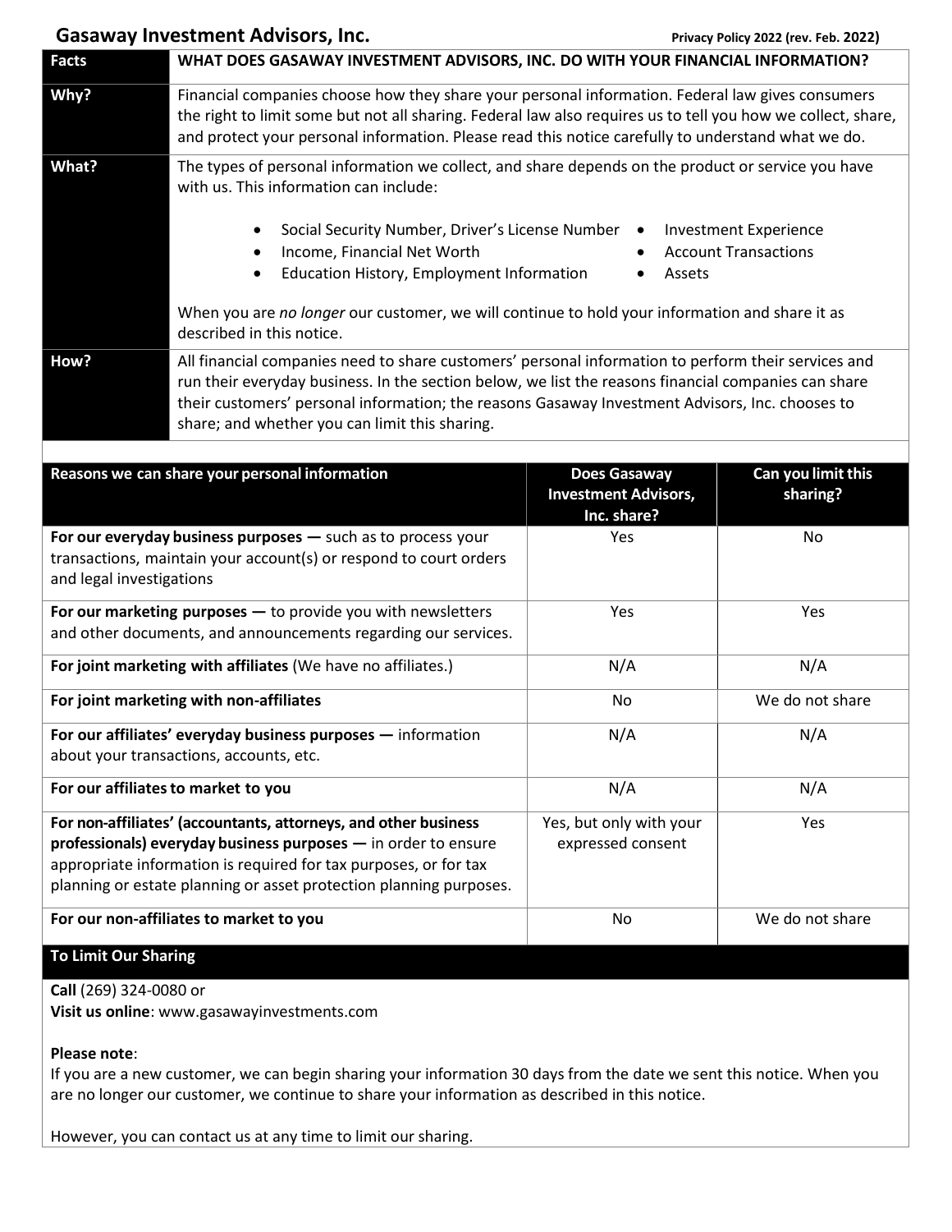# Gasaway Investment Advisors, Inc.

Privacy Policy 2022 (rev. Feb. 2022)

| Facts | WHAT DOES GASAWAY INVESTMENT ADVISORS, INC. DO WITH YOUR FINANCIAL INFORMATION? |
|---|---|
| **Why?** | Financial companies choose how they share your personal information. Federal law gives consumers the right to limit some but not all sharing. Federal law also requires us to tell you how we collect, share, and protect your personal information. Please read this notice carefully to understand what we do. |
| **What?** | The types of personal information we collect, and share depends on the product or service you have with us. This information can include:<br><br>• Social Security Number, Driver's License Number<br>• Income, Financial Net Worth<br>• Education History, Employment Information<br>• Investment Experience<br>• Account Transactions<br>• Assets<br><br>When you are *no longer* our customer, we will continue to hold your information and share it as described in this notice. |
| **How?** | All financial companies need to share customers' personal information to perform their services and run their everyday business. In the section below, we list the reasons financial companies can share their customers' personal information; the reasons Gasaway Investment Advisors, Inc. chooses to share; and whether you can limit this sharing. |

| Reasons we can share your personal information | Does Gasaway Investment Advisors, Inc. share? | Can you limit this sharing? |
|---|---|---|
| **For our everyday business purposes —** such as to process your transactions, maintain your account(s) or respond to court orders and legal investigations | Yes | No |
| **For our marketing purposes —** to provide you with newsletters and other documents, and announcements regarding our services. | Yes | Yes |
| **For joint marketing with affiliates** (We have no affiliates.) | N/A | N/A |
| **For joint marketing with non-affiliates** | No | We do not share |
| **For our affiliates' everyday business purposes —** information about your transactions, accounts, etc. | N/A | N/A |
| **For our affiliates to market to you** | N/A | N/A |
| **For non-affiliates' (accountants, attorneys, and other business professionals) everyday business purposes —** in order to ensure appropriate information is required for tax purposes, or for tax planning or estate planning or asset protection planning purposes. | Yes, but only with your expressed consent | Yes |
| **For our non-affiliates to market to you** | No | We do not share |

## To Limit Our Sharing

**Call** (269) 324-0080 or
**Visit us online**: www.gasawayinvestments.com

**Please note**:
If you are a new customer, we can begin sharing your information 30 days from the date we sent this notice. When you are no longer our customer, we continue to share your information as described in this notice.

However, you can contact us at any time to limit our sharing.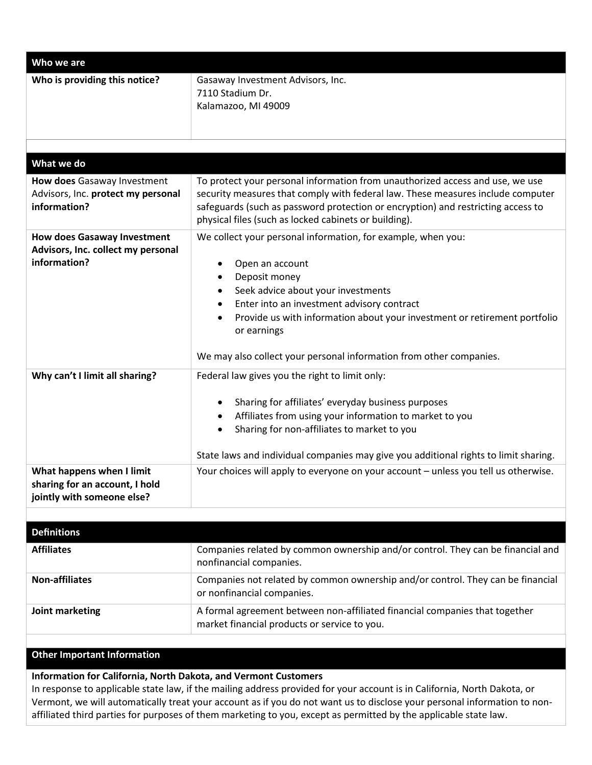| Who we are | |
|---|---|
| **Who is providing this notice?** | Gasaway Investment Advisors, Inc.<br>7110 Stadium Dr.<br>Kalamazoo, MI 49009 |

| What we do | |
|---|---|
| **How does** Gasaway Investment Advisors, Inc. **protect my personal information?** | To protect your personal information from unauthorized access and use, we use security measures that comply with federal law. These measures include computer safeguards (such as password protection or encryption) and restricting access to physical files (such as locked cabinets or building). |
| **How does Gasaway Investment Advisors, Inc. collect my personal information?** | We collect your personal information, for example, when you:<br><br>• Open an account<br>• Deposit money<br>• Seek advice about your investments<br>• Enter into an investment advisory contract<br>• Provide us with information about your investment or retirement portfolio or earnings<br><br>We may also collect your personal information from other companies. |
| **Why can't I limit all sharing?** | Federal law gives you the right to limit only:<br><br>• Sharing for affiliates' everyday business purposes<br>• Affiliates from using your information to market to you<br>• Sharing for non-affiliates to market to you<br><br>State laws and individual companies may give you additional rights to limit sharing. |
| **What happens when I limit sharing for an account, I hold jointly with someone else?** | Your choices will apply to everyone on your account – unless you tell us otherwise. |

| Definitions | |
|---|---|
| **Affiliates** | Companies related by common ownership and/or control. They can be financial and nonfinancial companies. |
| **Non-affiliates** | Companies not related by common ownership and/or control. They can be financial or nonfinancial companies. |
| **Joint marketing** | A formal agreement between non-affiliated financial companies that together market financial products or service to you. |

| Other Important Information |
|---|
| **Information for California, North Dakota, and Vermont Customers**<br>In response to applicable state law, if the mailing address provided for your account is in California, North Dakota, or Vermont, we will automatically treat your account as if you do not want us to disclose your personal information to non-affiliated third parties for purposes of them marketing to you, except as permitted by the applicable state law. |